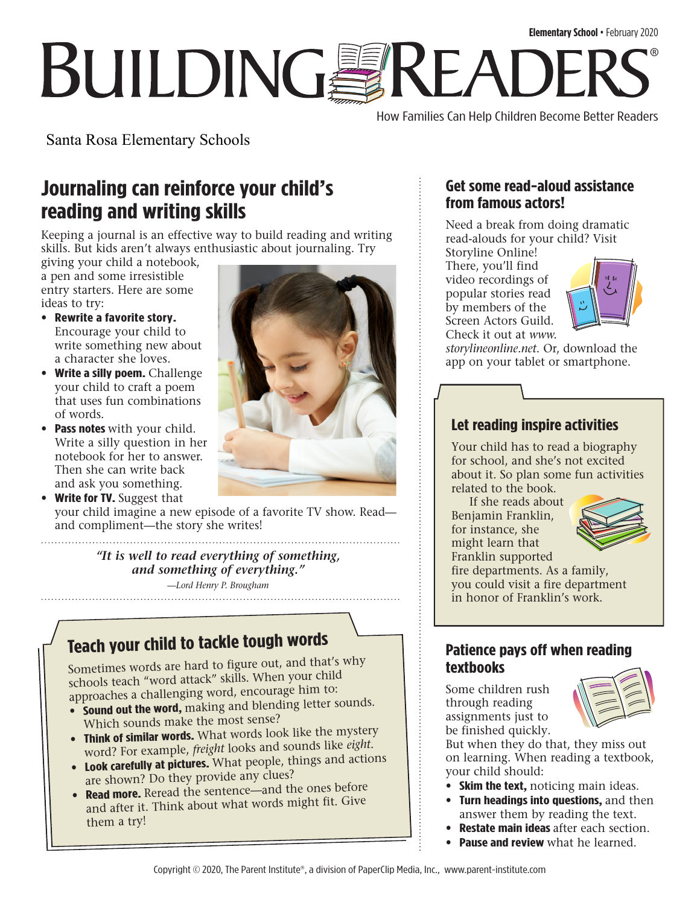Elementary School • February 2020

# BUILDING READERS®

How Families Can Help Children Become Better Readers

Santa Rosa Elementary Schools

## Journaling can reinforce your child's reading and writing skills

Keeping a journal is an effective way to build reading and writing skills. But kids aren't always enthusiastic about journaling. Try giving your child a notebook, a pen and some irresistible entry starters. Here are some ideas to try:

- **Rewrite a favorite story.** Encourage your child to write something new about a character she loves.
- **Write a silly poem.** Challenge your child to craft a poem that uses fun combinations of words.
- **Pass notes** with your child. Write a silly question in her notebook for her to answer. Then she can write back and ask you something.
- **Write for TV.** Suggest that your child imagine a new episode of a favorite TV show. Read—and compliment—the story she writes!

> ***"It is well to read everything of something, and something of everything."***
>
> *—Lord Henry P. Brougham*

## Teach your child to tackle tough words

Sometimes words are hard to figure out, and that's why schools teach "word attack" skills. When your child approaches a challenging word, encourage him to:

- **Sound out the word,** making and blending letter sounds. Which sounds make the most sense?
- **Think of similar words.** What words look like the mystery word? For example, *freight* looks and sounds like *eight*.
- **Look carefully at pictures.** What people, things and actions are shown? Do they provide any clues?
- **Read more.** Reread the sentence—and the ones before and after it. Think about what words might fit. Give them a try!

## Get some read-aloud assistance from famous actors!

Need a break from doing dramatic read-alouds for your child? Visit Storyline Online! There, you'll find video recordings of popular stories read by members of the Screen Actors Guild. Check it out at *www.storylineonline.net*. Or, download the app on your tablet or smartphone.

## Let reading inspire activities

Your child has to read a biography for school, and she's not excited about it. So plan some fun activities related to the book.

If she reads about Benjamin Franklin, for instance, she might learn that Franklin supported fire departments. As a family, you could visit a fire department in honor of Franklin's work.

## Patience pays off when reading textbooks

Some children rush through reading assignments just to be finished quickly. But when they do that, they miss out on learning. When reading a textbook, your child should:

- **Skim the text,** noticing main ideas.
- **Turn headings into questions,** and then answer them by reading the text.
- **Restate main ideas** after each section.
- **Pause and review** what he learned.

Copyright © 2020, The Parent Institute®, a division of PaperClip Media, Inc., www.parent-institute.com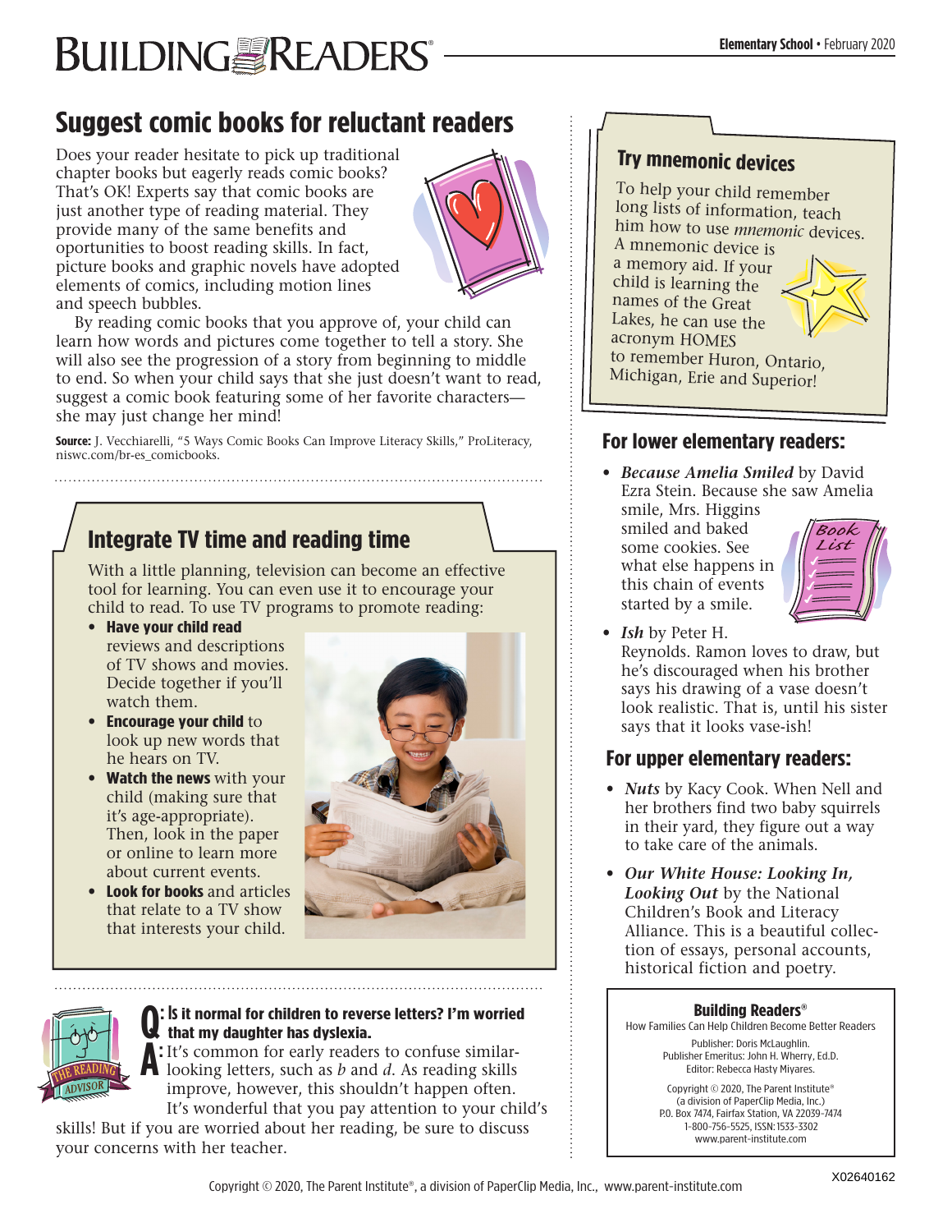# BUILDING READERS®

**Elementary School** • February 2020

## Suggest comic books for reluctant readers

Does your reader hesitate to pick up traditional chapter books but eagerly reads comic books? That's OK! Experts say that comic books are just another type of reading material. They provide many of the same benefits and oportunities to boost reading skills. In fact, picture books and graphic novels have adopted elements of comics, including motion lines and speech bubbles.

By reading comic books that you approve of, your child can learn how words and pictures come together to tell a story. She will also see the progression of a story from beginning to middle to end. So when your child says that she just doesn't want to read, suggest a comic book featuring some of her favorite characters—she may just change her mind!

**Source:** J. Vecchiarelli, "5 Ways Comic Books Can Improve Literacy Skills," ProLiteracy, niswc.com/br-es_comicbooks.

## Integrate TV time and reading time

With a little planning, television can become an effective tool for learning. You can even use it to encourage your child to read. To use TV programs to promote reading:

- **Have your child read** reviews and descriptions of TV shows and movies. Decide together if you'll watch them.
- **Encourage your child** to look up new words that he hears on TV.
- **Watch the news** with your child (making sure that it's age-appropriate). Then, look in the paper or online to learn more about current events.
- **Look for books** and articles that relate to a TV show that interests your child.

**Q: Is it normal for children to reverse letters? I'm worried that my daughter has dyslexia.**

**A:** It's common for early readers to confuse similar-looking letters, such as *b* and *d*. As reading skills improve, however, this shouldn't happen often.

It's wonderful that you pay attention to your child's skills! But if you are worried about her reading, be sure to discuss your concerns with her teacher.

## Try mnemonic devices

To help your child remember long lists of information, teach him how to use *mnemonic* devices. A mnemonic device is a memory aid. If your child is learning the names of the Great Lakes, he can use the acronym HOMES to remember Huron, Ontario, Michigan, Erie and Superior!

## For lower elementary readers:

- ***Because Amelia Smiled*** by David Ezra Stein. Because she saw Amelia smile, Mrs. Higgins smiled and baked some cookies. See what else happens in this chain of events started by a smile.
- ***Ish*** by Peter H. Reynolds. Ramon loves to draw, but he's discouraged when his brother says his drawing of a vase doesn't look realistic. That is, until his sister says that it looks vase-ish!

## For upper elementary readers:

- ***Nuts*** by Kacy Cook. When Nell and her brothers find two baby squirrels in their yard, they figure out a way to take care of the animals.
- ***Our White House: Looking In, Looking Out*** by the National Children's Book and Literacy Alliance. This is a beautiful collection of essays, personal accounts, historical fiction and poetry.

**Building Readers®**
How Families Can Help Children Become Better Readers
Publisher: Doris McLaughlin.
Publisher Emeritus: John H. Wherry, Ed.D.
Editor: Rebecca Hasty Miyares.
Copyright © 2020, The Parent Institute®
(a division of PaperClip Media, Inc.)
P.O. Box 7474, Fairfax Station, VA 22039-7474
1-800-756-5525, ISSN: 1533-3302
www.parent-institute.com

X02640162

Copyright © 2020, The Parent Institute®, a division of PaperClip Media, Inc., www.parent-institute.com